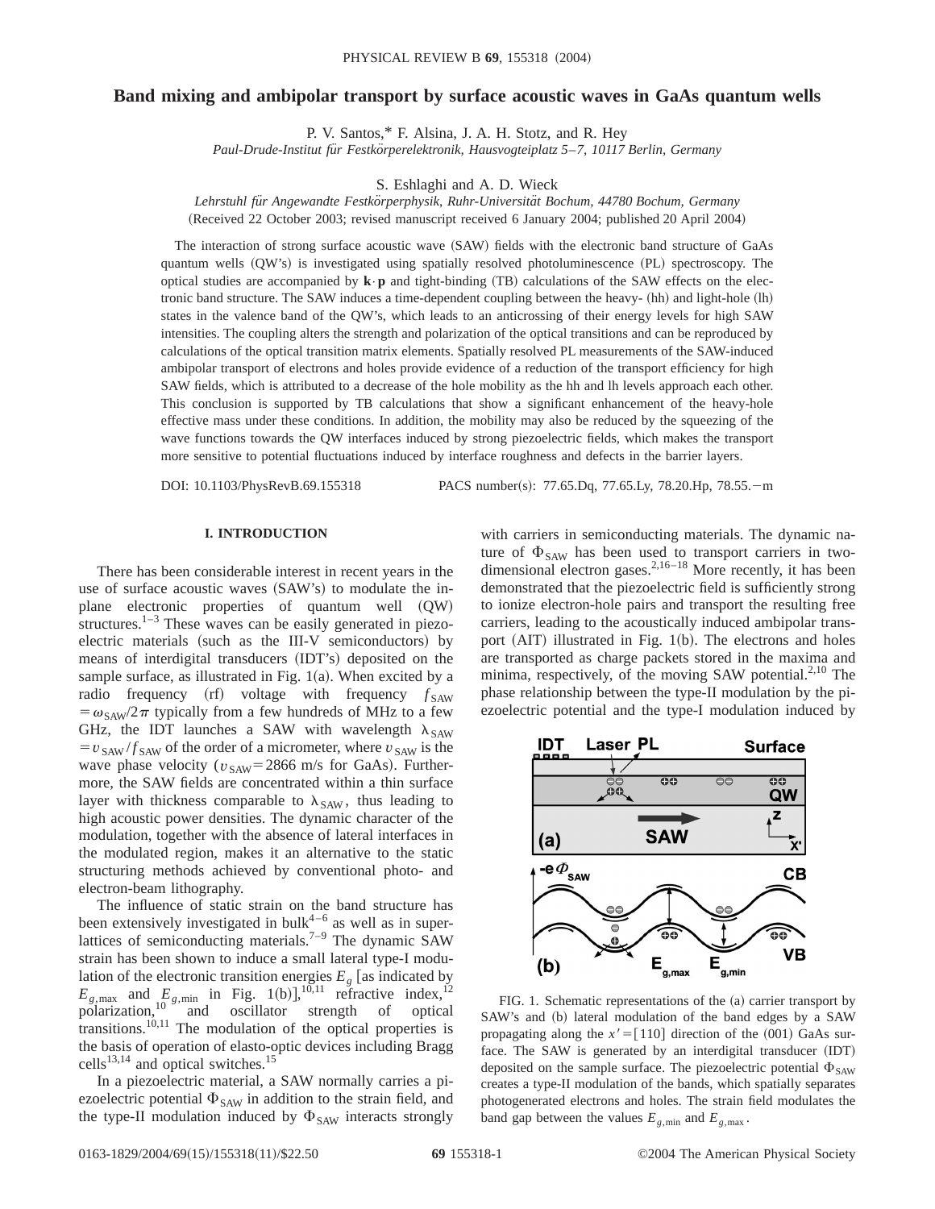# Band mixing and ambipolar transport by surface acoustic waves in GaAs quantum wells

P. V. Santos,* F. Alsina, J. A. H. Stotz, and R. Hey

*Paul-Drude-Institut für Festkörperelektronik, Hausvogteiplatz 5–7, 10117 Berlin, Germany*

S. Eshlaghi and A. D. Wieck

*Lehrstuhl für Angewandte Festkörperphysik, Ruhr-Universität Bochum, 44780 Bochum, Germany*

(Received 22 October 2003; revised manuscript received 6 January 2004; published 20 April 2004)

The interaction of strong surface acoustic wave (SAW) fields with the electronic band structure of GaAs quantum wells (QW's) is investigated using spatially resolved photoluminescence (PL) spectroscopy. The optical studies are accompanied by $\mathbf{k}\cdot\mathbf{p}$ and tight-binding (TB) calculations of the SAW effects on the electronic band structure. The SAW induces a time-dependent coupling between the heavy- (hh) and light-hole (lh) states in the valence band of the QW's, which leads to an anticrossing of their energy levels for high SAW intensities. The coupling alters the strength and polarization of the optical transitions and can be reproduced by calculations of the optical transition matrix elements. Spatially resolved PL measurements of the SAW-induced ambipolar transport of electrons and holes provide evidence of a reduction of the transport efficiency for high SAW fields, which is attributed to a decrease of the hole mobility as the hh and lh levels approach each other. This conclusion is supported by TB calculations that show a significant enhancement of the heavy-hole effective mass under these conditions. In addition, the mobility may also be reduced by the squeezing of the wave functions towards the QW interfaces induced by strong piezoelectric fields, which makes the transport more sensitive to potential fluctuations induced by interface roughness and defects in the barrier layers.

DOI: 10.1103/PhysRevB.69.155318 PACS number(s): 77.65.Dq, 77.65.Ly, 78.20.Hp, 78.55.−m

## I. INTRODUCTION

There has been considerable interest in recent years in the use of surface acoustic waves (SAW's) to modulate the in-plane electronic properties of quantum well (QW) structures.[1–3] These waves can be easily generated in piezoelectric materials (such as the III-V semiconductors) by means of interdigital transducers (IDT's) deposited on the sample surface, as illustrated in Fig. 1(a). When excited by a radio frequency (rf) voltage with frequency $f_{\mathrm{SAW}}=\omega_{\mathrm{SAW}}/2\pi$ typically from a few hundreds of MHz to a few GHz, the IDT launches a SAW with wavelength $\lambda_{\mathrm{SAW}}=v_{\mathrm{SAW}}/f_{\mathrm{SAW}}$ of the order of a micrometer, where $v_{\mathrm{SAW}}$ is the wave phase velocity ($v_{\mathrm{SAW}}=2866$ m/s for GaAs). Furthermore, the SAW fields are concentrated within a thin surface layer with thickness comparable to $\lambda_{\mathrm{SAW}}$, thus leading to high acoustic power densities. The dynamic character of the modulation, together with the absence of lateral interfaces in the modulated region, makes it an alternative to the static structuring methods achieved by conventional photo- and electron-beam lithography.

The influence of static strain on the band structure has been extensively investigated in bulk[4–6] as well as in superlattices of semiconducting materials.[7–9] The dynamic SAW strain has been shown to induce a small lateral type-I modulation of the electronic transition energies $E_g$ [as indicated by $E_{g,\max}$ and $E_{g,\min}$ in Fig. 1(b)],[10,11] refractive index,[12] polarization,[10] and oscillator strength of optical transitions.[10,11] The modulation of the optical properties is the basis of operation of elasto-optic devices including Bragg cells[13,14] and optical switches.[15]

In a piezoelectric material, a SAW normally carries a piezoelectric potential $\Phi_{\mathrm{SAW}}$ in addition to the strain field, and the type-II modulation induced by $\Phi_{\mathrm{SAW}}$ interacts strongly with carriers in semiconducting materials. The dynamic nature of $\Phi_{\mathrm{SAW}}$ has been used to transport carriers in two-dimensional electron gases.[2,16–18] More recently, it has been demonstrated that the piezoelectric field is sufficiently strong to ionize electron-hole pairs and transport the resulting free carriers, leading to the acoustically induced ambipolar transport (AIT) illustrated in Fig. 1(b). The electrons and holes are transported as charge packets stored in the maxima and minima, respectively, of the moving SAW potential.[2,10] The phase relationship between the type-II modulation by the piezoelectric potential and the type-I modulation induced by

IDT
Laser PL
Surface
QW
SAW
z
x'
(a)
$-e\Phi_{\mathrm{SAW}}$
CB
VB
(b)
$E_{g,\max}$
$E_{g,\min}$

FIG. 1. Schematic representations of the (a) carrier transport by SAW's and (b) lateral modulation of the band edges by a SAW propagating along the $x'=[110]$ direction of the (001) GaAs surface. The SAW is generated by an interdigital transducer (IDT) deposited on the sample surface. The piezoelectric potential $\Phi_{\mathrm{SAW}}$ creates a type-II modulation of the bands, which spatially separates photogenerated electrons and holes. The strain field modulates the band gap between the values $E_{g,\min}$ and $E_{g,\max}$.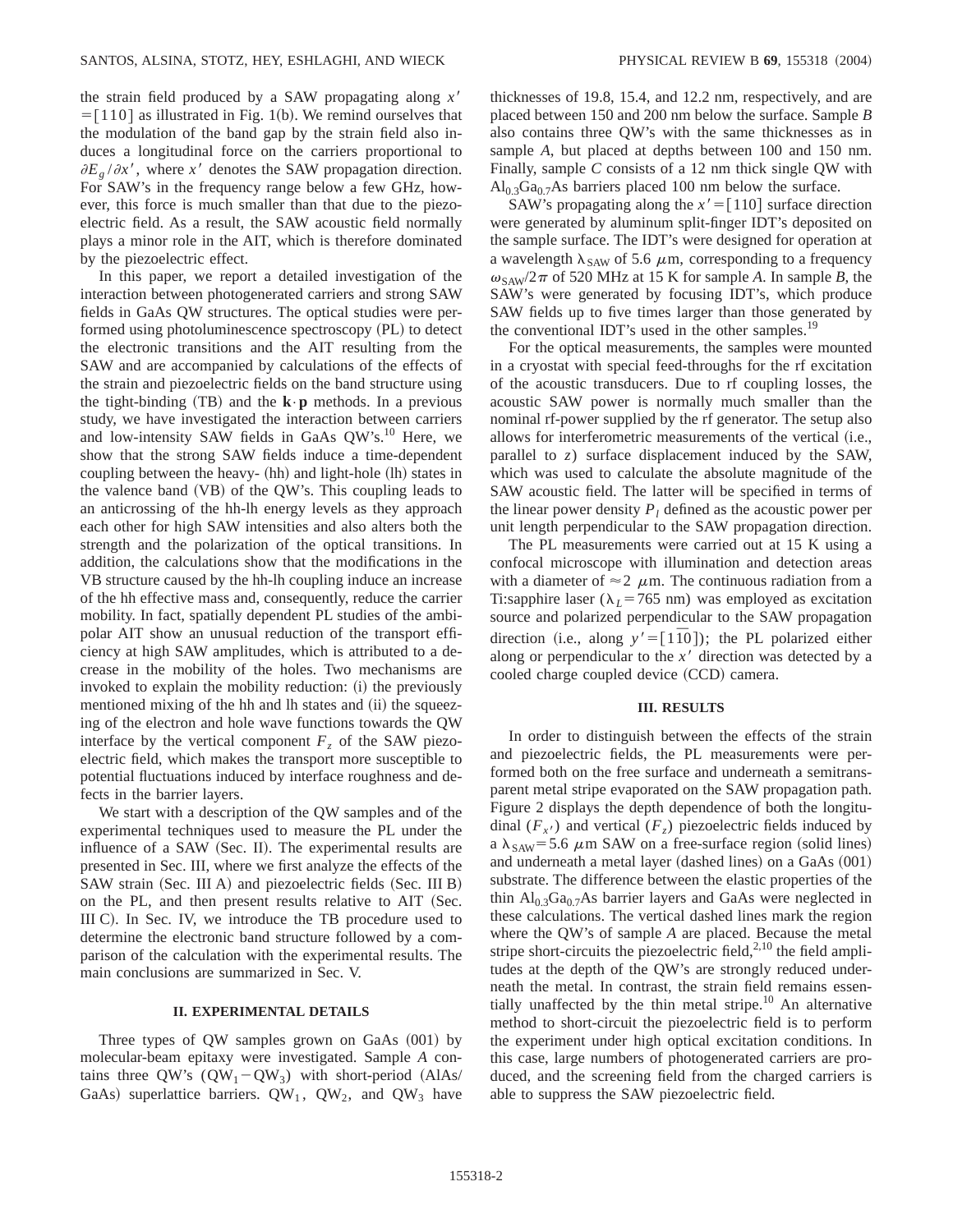the strain field produced by a SAW propagating along $x' = [110]$ as illustrated in Fig. 1(b). We remind ourselves that the modulation of the band gap by the strain field also induces a longitudinal force on the carriers proportional to $\partial E_g / \partial x'$, where $x'$ denotes the SAW propagation direction. For SAW's in the frequency range below a few GHz, however, this force is much smaller than that due to the piezoelectric field. As a result, the SAW acoustic field normally plays a minor role in the AIT, which is therefore dominated by the piezoelectric effect.

In this paper, we report a detailed investigation of the interaction between photogenerated carriers and strong SAW fields in GaAs QW structures. The optical studies were performed using photoluminescence spectroscopy (PL) to detect the electronic transitions and the AIT resulting from the SAW and are accompanied by calculations of the effects of the strain and piezoelectric fields on the band structure using the tight-binding (TB) and the $\mathbf{k}\cdot\mathbf{p}$ methods. In a previous study, we have investigated the interaction between carriers and low-intensity SAW fields in GaAs QW's.[10] Here, we show that the strong SAW fields induce a time-dependent coupling between the heavy- (hh) and light-hole (lh) states in the valence band (VB) of the QW's. This coupling leads to an anticrossing of the hh-lh energy levels as they approach each other for high SAW intensities and also alters both the strength and the polarization of the optical transitions. In addition, the calculations show that the modifications in the VB structure caused by the hh-lh coupling induce an increase of the hh effective mass and, consequently, reduce the carrier mobility. In fact, spatially dependent PL studies of the ambipolar AIT show an unusual reduction of the transport efficiency at high SAW amplitudes, which is attributed to a decrease in the mobility of the holes. Two mechanisms are invoked to explain the mobility reduction: (i) the previously mentioned mixing of the hh and lh states and (ii) the squeezing of the electron and hole wave functions towards the QW interface by the vertical component $F_z$ of the SAW piezoelectric field, which makes the transport more susceptible to potential fluctuations induced by interface roughness and defects in the barrier layers.

We start with a description of the QW samples and of the experimental techniques used to measure the PL under the influence of a SAW (Sec. II). The experimental results are presented in Sec. III, where we first analyze the effects of the SAW strain (Sec. III A) and piezoelectric fields (Sec. III B) on the PL, and then present results relative to AIT (Sec. III C). In Sec. IV, we introduce the TB procedure used to determine the electronic band structure followed by a comparison of the calculation with the experimental results. The main conclusions are summarized in Sec. V.

## II. EXPERIMENTAL DETAILS

Three types of QW samples grown on GaAs (001) by molecular-beam epitaxy were investigated. Sample *A* contains three QW's ($QW_1 - QW_3$) with short-period (AlAs/GaAs) superlattice barriers. $QW_1$, $QW_2$, and $QW_3$ have thicknesses of 19.8, 15.4, and 12.2 nm, respectively, and are placed between 150 and 200 nm below the surface. Sample *B* also contains three QW's with the same thicknesses as in sample *A*, but placed at depths between 100 and 150 nm. Finally, sample *C* consists of a 12 nm thick single QW with $Al_{0.3}Ga_{0.7}As$ barriers placed 100 nm below the surface.

SAW's propagating along the $x' = [110]$ surface direction were generated by aluminum split-finger IDT's deposited on the sample surface. The IDT's were designed for operation at a wavelength $\lambda_{SAW}$ of 5.6 $\mu$m, corresponding to a frequency $\omega_{SAW}/2\pi$ of 520 MHz at 15 K for sample *A*. In sample *B*, the SAW's were generated by focusing IDT's, which produce SAW fields up to five times larger than those generated by the conventional IDT's used in the other samples.[19]

For the optical measurements, the samples were mounted in a cryostat with special feed-throughs for the rf excitation of the acoustic transducers. Due to rf coupling losses, the acoustic SAW power is normally much smaller than the nominal rf-power supplied by the rf generator. The setup also allows for interferometric measurements of the vertical (i.e., parallel to $z$) surface displacement induced by the SAW, which was used to calculate the absolute magnitude of the SAW acoustic field. The latter will be specified in terms of the linear power density $P_l$ defined as the acoustic power per unit length perpendicular to the SAW propagation direction.

The PL measurements were carried out at 15 K using a confocal microscope with illumination and detection areas with a diameter of $\approx 2$ $\mu$m. The continuous radiation from a Ti:sapphire laser ($\lambda_L = 765$ nm) was employed as excitation source and polarized perpendicular to the SAW propagation direction (i.e., along $y' = [1\bar{1}0]$); the PL polarized either along or perpendicular to the $x'$ direction was detected by a cooled charge coupled device (CCD) camera.

## III. RESULTS

In order to distinguish between the effects of the strain and piezoelectric fields, the PL measurements were performed both on the free surface and underneath a semitransparent metal stripe evaporated on the SAW propagation path. Figure 2 displays the depth dependence of both the longitudinal ($F_{x'}$) and vertical ($F_z$) piezoelectric fields induced by a $\lambda_{SAW} = 5.6$ $\mu$m SAW on a free-surface region (solid lines) and underneath a metal layer (dashed lines) on a GaAs (001) substrate. The difference between the elastic properties of the thin $Al_{0.3}Ga_{0.7}As$ barrier layers and GaAs were neglected in these calculations. The vertical dashed lines mark the region where the QW's of sample *A* are placed. Because the metal stripe short-circuits the piezoelectric field,[2,10] the field amplitudes at the depth of the QW's are strongly reduced underneath the metal. In contrast, the strain field remains essentially unaffected by the thin metal stripe.[10] An alternative method to short-circuit the piezoelectric field is to perform the experiment under high optical excitation conditions. In this case, large numbers of photogenerated carriers are produced, and the screening field from the charged carriers is able to suppress the SAW piezoelectric field.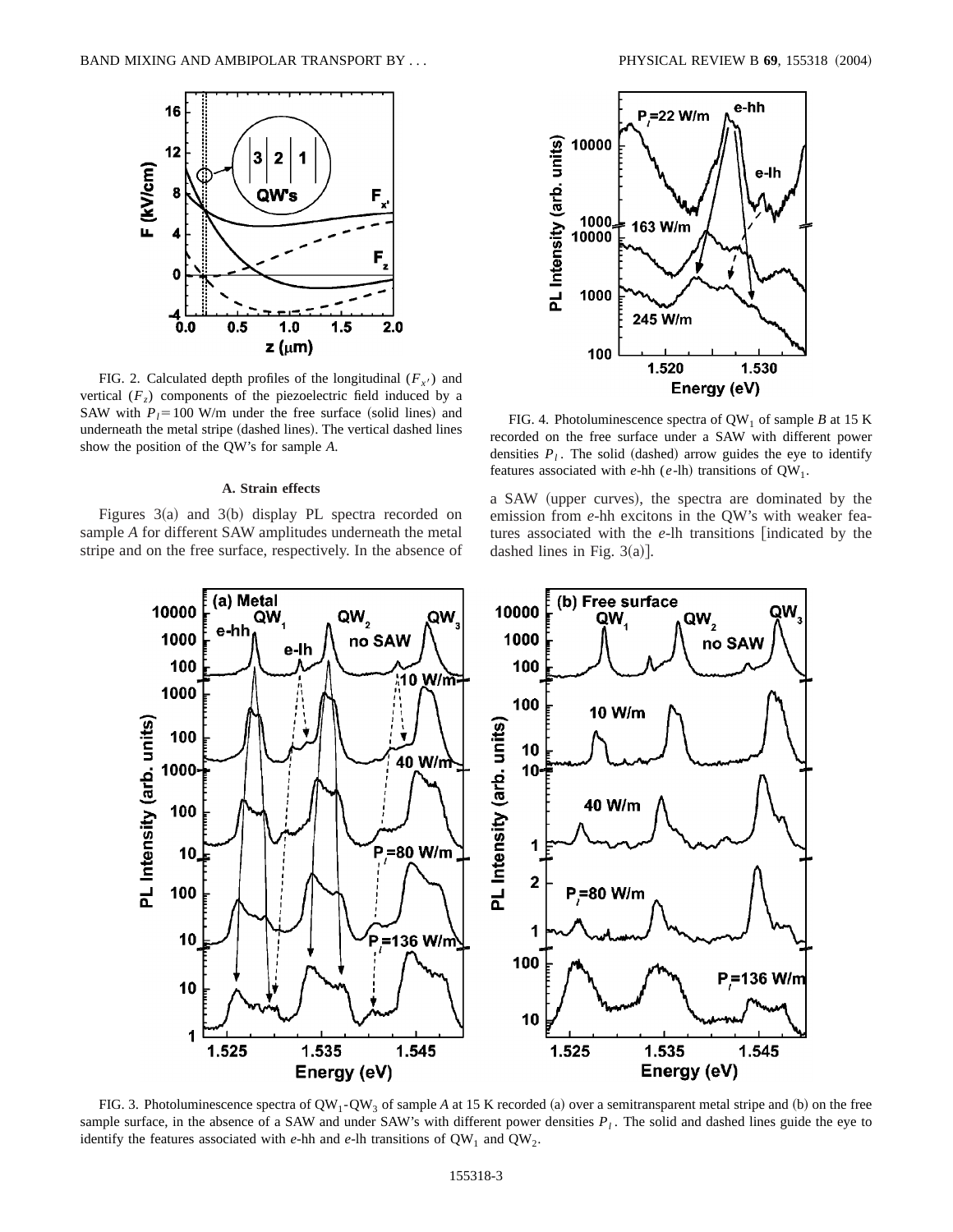FIG. 2. Calculated depth profiles of the longitudinal ($F_{x'}$) and vertical ($F_z$) components of the piezoelectric field induced by a SAW with $P_l = 100$ W/m under the free surface (solid lines) and underneath the metal stripe (dashed lines). The vertical dashed lines show the position of the QW's for sample *A*.

FIG. 4. Photoluminescence spectra of $QW_1$ of sample *B* at 15 K recorded on the free surface under a SAW with different power densities $P_l$. The solid (dashed) arrow guides the eye to identify features associated with *e*-hh (*e*-lh) transitions of $QW_1$.

### A. Strain effects

Figures 3(a) and 3(b) display PL spectra recorded on sample *A* for different SAW amplitudes underneath the metal stripe and on the free surface, respectively. In the absence of a SAW (upper curves), the spectra are dominated by the emission from *e*-hh excitons in the QW's with weaker features associated with the *e*-lh transitions [indicated by the dashed lines in Fig. 3(a)].

FIG. 3. Photoluminescence spectra of $QW_1$-$QW_3$ of sample *A* at 15 K recorded (a) over a semitransparent metal stripe and (b) on the free sample surface, in the absence of a SAW and under SAW's with different power densities $P_l$. The solid and dashed lines guide the eye to identify the features associated with *e*-hh and *e*-lh transitions of $QW_1$ and $QW_2$.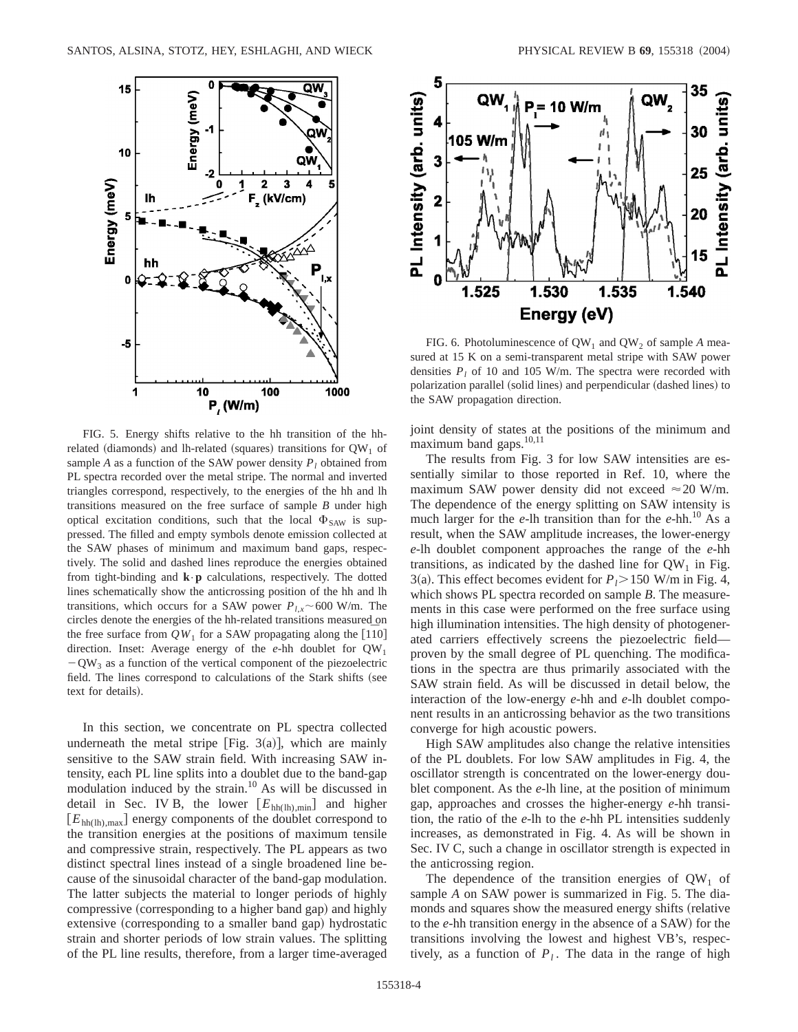FIG. 5. Energy shifts relative to the hh transition of the hh-related (diamonds) and lh-related (squares) transitions for $QW_1$ of sample *A* as a function of the SAW power density $P_l$ obtained from PL spectra recorded over the metal stripe. The normal and inverted triangles correspond, respectively, to the energies of the hh and lh transitions measured on the free surface of sample *B* under high optical excitation conditions, such that the local $\Phi_{SAW}$ is suppressed. The filled and empty symbols denote emission collected at the SAW phases of minimum and maximum band gaps, respectively. The solid and dashed lines reproduce the energies obtained from tight-binding and $\mathbf{k}\cdot\mathbf{p}$ calculations, respectively. The dotted lines schematically show the anticrossing position of the hh and lh transitions, which occurs for a SAW power $P_{l,x}\sim 600$ W/m. The circles denote the energies of the hh-related transitions measured on the free surface from $QW_1$ for a SAW propagating along the $[1\bar{1}0]$ direction. Inset: Average energy of the *e*-hh doublet for $QW_1 - QW_3$ as a function of the vertical component of the piezoelectric field. The lines correspond to calculations of the Stark shifts (see text for details).

FIG. 6. Photoluminescence of $QW_1$ and $QW_2$ of sample *A* measured at 15 K on a semi-transparent metal stripe with SAW power densities $P_l$ of 10 and 105 W/m. The spectra were recorded with polarization parallel (solid lines) and perpendicular (dashed lines) to the SAW propagation direction.

In this section, we concentrate on PL spectra collected underneath the metal stripe [Fig. 3(a)], which are mainly sensitive to the SAW strain field. With increasing SAW intensity, each PL line splits into a doublet due to the band-gap modulation induced by the strain.[10] As will be discussed in detail in Sec. IV B, the lower $[E_{\mathrm{hh(lh)},\min}]$ and higher $[E_{\mathrm{hh(lh)},\max}]$ energy components of the doublet correspond to the transition energies at the positions of maximum tensile and compressive strain, respectively. The PL appears as two distinct spectral lines instead of a single broadened line because of the sinusoidal character of the band-gap modulation. The latter subjects the material to longer periods of highly compressive (corresponding to a higher band gap) and highly extensive (corresponding to a smaller band gap) hydrostatic strain and shorter periods of low strain values. The splitting of the PL line results, therefore, from a larger time-averaged joint density of states at the positions of the minimum and maximum band gaps.[10,11]

The results from Fig. 3 for low SAW intensities are essentially similar to those reported in Ref. 10, where the maximum SAW power density did not exceed $\approx 20$ W/m. The dependence of the energy splitting on SAW intensity is much larger for the *e*-lh transition than for the *e*-hh.[10] As a result, when the SAW amplitude increases, the lower-energy *e*-lh doublet component approaches the range of the *e*-hh transitions, as indicated by the dashed line for $QW_1$ in Fig. 3(a). This effect becomes evident for $P_l > 150$ W/m in Fig. 4, which shows PL spectra recorded on sample *B*. The measurements in this case were performed on the free surface using high illumination intensities. The high density of photogenerated carriers effectively screens the piezoelectric field—proven by the small degree of PL quenching. The modifications in the spectra are thus primarily associated with the SAW strain field. As will be discussed in detail below, the interaction of the low-energy *e*-hh and *e*-lh doublet component results in an anticrossing behavior as the two transitions converge for high acoustic powers.

High SAW amplitudes also change the relative intensities of the PL doublets. For low SAW amplitudes in Fig. 4, the oscillator strength is concentrated on the lower-energy doublet component. As the *e*-lh line, at the position of minimum gap, approaches and crosses the higher-energy *e*-hh transition, the ratio of the *e*-lh to the *e*-hh PL intensities suddenly increases, as demonstrated in Fig. 4. As will be shown in Sec. IV C, such a change in oscillator strength is expected in the anticrossing region.

The dependence of the transition energies of $QW_1$ of sample *A* on SAW power is summarized in Fig. 5. The diamonds and squares show the measured energy shifts (relative to the *e*-hh transition energy in the absence of a SAW) for the transitions involving the lowest and highest VB's, respectively, as a function of $P_l$. The data in the range of high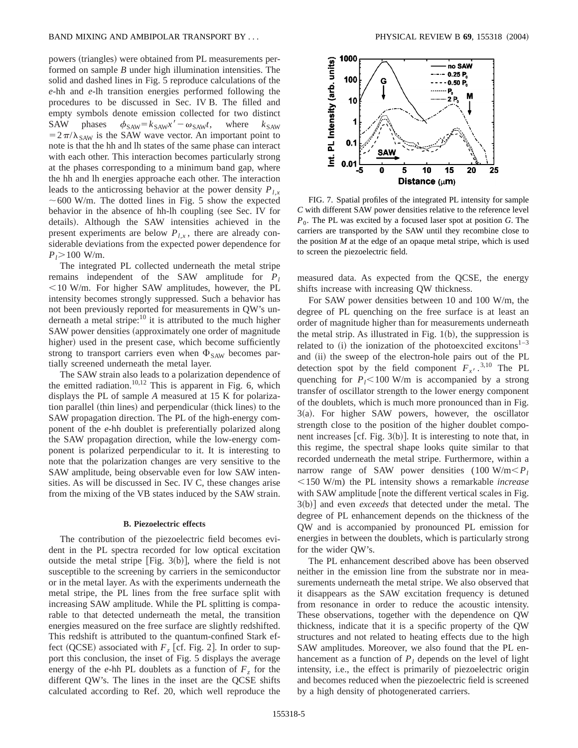powers (triangles) were obtained from PL measurements performed on sample *B* under high illumination intensities. The solid and dashed lines in Fig. 5 reproduce calculations of the *e*-hh and *e*-lh transition energies performed following the procedures to be discussed in Sec. IV B. The filled and empty symbols denote emission collected for two distinct SAW phases $\phi_{SAW} = k_{SAW}x' - \omega_{SAW}t$, where $k_{SAW} = 2\pi/\lambda_{SAW}$ is the SAW wave vector. An important point to note is that the hh and lh states of the same phase can interact with each other. This interaction becomes particularly strong at the phases corresponding to a minimum band gap, where the hh and lh energies approache each other. The interaction leads to the anticrossing behavior at the power density $P_{l,x} \sim 600$ W/m. The dotted lines in Fig. 5 show the expected behavior in the absence of hh-lh coupling (see Sec. IV for details). Although the SAW intensities achieved in the present experiments are below $P_{l,x}$, there are already considerable deviations from the expected power dependence for $P_l > 100$ W/m.

The integrated PL collected underneath the metal stripe remains independent of the SAW amplitude for $P_l < 10$ W/m. For higher SAW amplitudes, however, the PL intensity becomes strongly suppressed. Such a behavior has not been previously reported for measurements in QW's underneath a metal stripe:[10] it is attributed to the much higher SAW power densities (approximately one order of magnitude higher) used in the present case, which become sufficiently strong to transport carriers even when $\Phi_{SAW}$ becomes partially screened underneath the metal layer.

The SAW strain also leads to a polarization dependence of the emitted radiation.[10,12] This is apparent in Fig. 6, which displays the PL of sample *A* measured at 15 K for polarization parallel (thin lines) and perpendicular (thick lines) to the SAW propagation direction. The PL of the high-energy component of the *e*-hh doublet is preferentially polarized along the SAW propagation direction, while the low-energy component is polarized perpendicular to it. It is interesting to note that the polarization changes are very sensitive to the SAW amplitude, being observable even for low SAW intensities. As will be discussed in Sec. IV C, these changes arise from the mixing of the VB states induced by the SAW strain.

### B. Piezoelectric effects

The contribution of the piezoelectric field becomes evident in the PL spectra recorded for low optical excitation outside the metal stripe [Fig. 3(b)], where the field is not susceptible to the screening by carriers in the semiconductor or in the metal layer. As with the experiments underneath the metal stripe, the PL lines from the free surface split with increasing SAW amplitude. While the PL splitting is comparable to that detected underneath the metal, the transition energies measured on the free surface are slightly redshifted. This redshift is attributed to the quantum-confined Stark effect (QCSE) associated with $F_z$ [cf. Fig. 2]. In order to support this conclusion, the inset of Fig. 5 displays the average energy of the *e*-hh PL doublets as a function of $F_z$ for the different QW's. The lines in the inset are the QCSE shifts calculated according to Ref. 20, which well reproduce the measured data. As expected from the QCSE, the energy shifts increase with increasing QW thickness.

Int. PL Intensity (arb. units)
1000
100
10
1
0.1
0.01
-5 0 5 10 15 20 25
Distance (μm)
no SAW
0.25 $P_0$
0.50 $P_0$
$P_0$
2 $P_0$
G
M
SAW

FIG. 7. Spatial profiles of the integrated PL intensity for sample *C* with different SAW power densities relative to the reference level $P_0$. The PL was excited by a focused laser spot at position *G*. The carriers are transported by the SAW until they recombine close to the position *M* at the edge of an opaque metal stripe, which is used to screen the piezoelectric field.

For SAW power densities between 10 and 100 W/m, the degree of PL quenching on the free surface is at least an order of magnitude higher than for measurements underneath the metal strip. As illustrated in Fig. 1(b), the suppression is related to (i) the ionization of the photoexcited excitons[1–3] and (ii) the sweep of the electron-hole pairs out of the PL detection spot by the field component $F_{x'}$.[3,10] The PL quenching for $P_l < 100$ W/m is accompanied by a strong transfer of oscillator strength to the lower energy component of the doublets, which is much more pronounced than in Fig. 3(a). For higher SAW powers, however, the oscillator strength close to the position of the higher doublet component increases [cf. Fig. 3(b)]. It is interesting to note that, in this regime, the spectral shape looks quite similar to that recorded underneath the metal stripe. Furthermore, within a narrow range of SAW power densities ($100 \text{ W/m} < P_l < 150$ W/m) the PL intensity shows a remarkable *increase* with SAW amplitude [note the different vertical scales in Fig. 3(b)] and even *exceeds* that detected under the metal. The degree of PL enhancement depends on the thickness of the QW and is accompanied by pronounced PL emission for energies in between the doublets, which is particularly strong for the wider QW's.

The PL enhancement described above has been observed neither in the emission line from the substrate nor in measurements underneath the metal stripe. We also observed that it disappears as the SAW excitation frequency is detuned from resonance in order to reduce the acoustic intensity. These observations, together with the dependence on QW thickness, indicate that it is a specific property of the QW structures and not related to heating effects due to the high SAW amplitudes. Moreover, we also found that the PL enhancement as a function of $P_l$ depends on the level of light intensity, i.e., the effect is primarily of piezoelectric origin and becomes reduced when the piezoelectric field is screened by a high density of photogenerated carriers.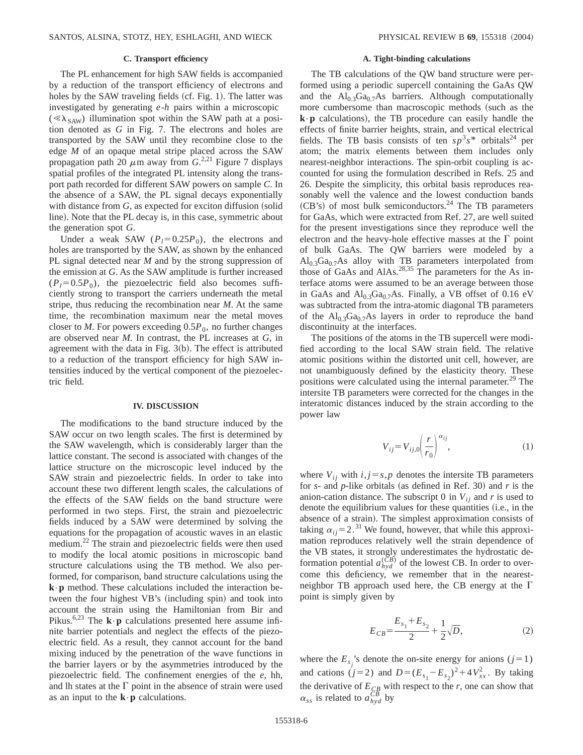### C. Transport efficiency

The PL enhancement for high SAW fields is accompanied by a reduction of the transport efficiency of electrons and holes by the SAW traveling fields (cf. Fig. 1). The latter was investigated by generating *e-h* pairs within a microscopic ($\ll \lambda_{SAW}$) illumination spot within the SAW path at a position denoted as *G* in Fig. 7. The electrons and holes are transported by the SAW until they recombine close to the edge *M* of an opaque metal stripe placed across the SAW propagation path 20 $\mu$m away from *G*.[2,21] Figure 7 displays spatial profiles of the integrated PL intensity along the transport path recorded for different SAW powers on sample *C*. In the absence of a SAW, the PL signal decays exponentially with distance from *G*, as expected for exciton diffusion (solid line). Note that the PL decay is, in this case, symmetric about the generation spot *G*.

Under a weak SAW ($P_l = 0.25P_0$), the electrons and holes are transported by the SAW, as shown by the enhanced PL signal detected near *M* and by the strong suppression of the emission at *G*. As the SAW amplitude is further increased ($P_l = 0.5P_0$), the piezoelectric field also becomes sufficiently strong to transport the carriers underneath the metal stripe, thus reducing the recombination near *M*. At the same time, the recombination maximum near the metal moves closer to *M*. For powers exceeding $0.5P_0$, no further changes are observed near *M*. In contrast, the PL increases at *G*, in agreement with the data in Fig. 3(b). The effect is attributed to a reduction of the transport efficiency for high SAW intensities induced by the vertical component of the piezoelectric field.

## IV. DISCUSSION

The modifications to the band structure induced by the SAW occur on two length scales. The first is determined by the SAW wavelength, which is considerably larger than the lattice constant. The second is associated with changes of the lattice structure on the microscopic level induced by the SAW strain and piezoelectric fields. In order to take into account these two different length scales, the calculations of the effects of the SAW fields on the band structure were performed in two steps. First, the strain and piezoelectric fields induced by a SAW were determined by solving the equations for the propagation of acoustic waves in an elastic medium.[22] The strain and piezoelectric fields were then used to modify the local atomic positions in microscopic band structure calculations using the TB method. We also performed, for comparison, band structure calculations using the $\mathbf{k}\cdot\mathbf{p}$ method. These calculations included the interaction between the four highest VB's (including spin) and took into account the strain using the Hamiltonian from Bir and Pikus.[6,23] The $\mathbf{k}\cdot\mathbf{p}$ calculations presented here assume infinite barrier potentials and neglect the effects of the piezoelectric field. As a result, they cannot account for the band mixing induced by the penetration of the wave functions in the barrier layers or by the asymmetries introduced by the piezoelectric field. The confinement energies of the *e*, hh, and lh states at the $\Gamma$ point in the absence of strain were used as an input to the $\mathbf{k}\cdot\mathbf{p}$ calculations.

### A. Tight-binding calculations

The TB calculations of the QW band structure were performed using a periodic supercell containing the GaAs QW and the $Al_{0.3}Ga_{0.7}As$ barriers. Although computationally more cumbersome than macroscopic methods (such as the $\mathbf{k}\cdot\mathbf{p}$ calculations), the TB procedure can easily handle the effects of finite barrier heights, strain, and vertical electrical fields. The TB basis consists of ten $sp^3s^*$ orbitals[24] per atom; the matrix elements between them includes only nearest-neighbor interactions. The spin-orbit coupling is accounted for using the formulation described in Refs. 25 and 26. Despite the simplicity, this orbital basis reproduces reasonably well the valence and the lowest conduction bands (CB's) of most bulk semiconductors.[24] The TB parameters for GaAs, which were extracted from Ref. 27, are well suited for the present investigations since they reproduce well the electron and the heavy-hole effective masses at the $\Gamma$ point of bulk GaAs. The QW barriers were modeled by a $Al_{0.3}Ga_{0.7}As$ alloy with TB parameters interpolated from those of GaAs and AlAs.[28,35] The parameters for the As interface atoms were assumed to be an average between those in GaAs and $Al_{0.3}Ga_{0.7}As$. Finally, a VB offset of 0.16 eV was subtracted from the intra-atomic diagonal TB parameters of the $Al_{0.3}Ga_{0.7}As$ layers in order to reproduce the band discontinuity at the interfaces.

The positions of the atoms in the TB supercell were modified according to the local SAW strain field. The relative atomic positions within the distorted unit cell, however, are not unambiguously defined by the elasticity theory. These positions were calculated using the internal parameter.[29] The intersite TB parameters were corrected for the changes in the interatomic distances induced by the strain according to the power law

$$V_{ij} = V_{ij,0}\left(\frac{r}{r_0}\right)^{\alpha_{ij}}, \tag{1}$$

where $V_{ij}$ with $i,j = s,p$ denotes the intersite TB parameters for *s*- and *p*-like orbitals (as defined in Ref. 30) and *r* is the anion-cation distance. The subscript 0 in $V_{ij}$ and *r* is used to denote the equilibrium values for these quantities (i.e., in the absence of a strain). The simplest approximation consists of taking $\alpha_{ij} = 2$.[31] We found, however, that while this approximation reproduces relatively well the strain dependence of the VB states, it strongly underestimates the hydrostatic deformation potential $a_{hyd}^{(CB)}$ of the lowest CB. In order to overcome this deficiency, we remember that in the nearest-neighbor TB approach used here, the CB energy at the $\Gamma$ point is simply given by

$$E_{CB} = \frac{E_{s_1} + E_{s_2}}{2} + \frac{1}{2}\sqrt{D}, \tag{2}$$

where the $E_{s_j}$'s denote the on-site energy for anions ($j=1$) and cations ($j=2$) and $D = (E_{s_1} - E_{s_2})^2 + 4V_{xx}^2$. By taking the derivative of $E_{CB}$ with respect to the *r*, one can show that $\alpha_{ss}$ is related to $a_{hyd}^{CB}$ by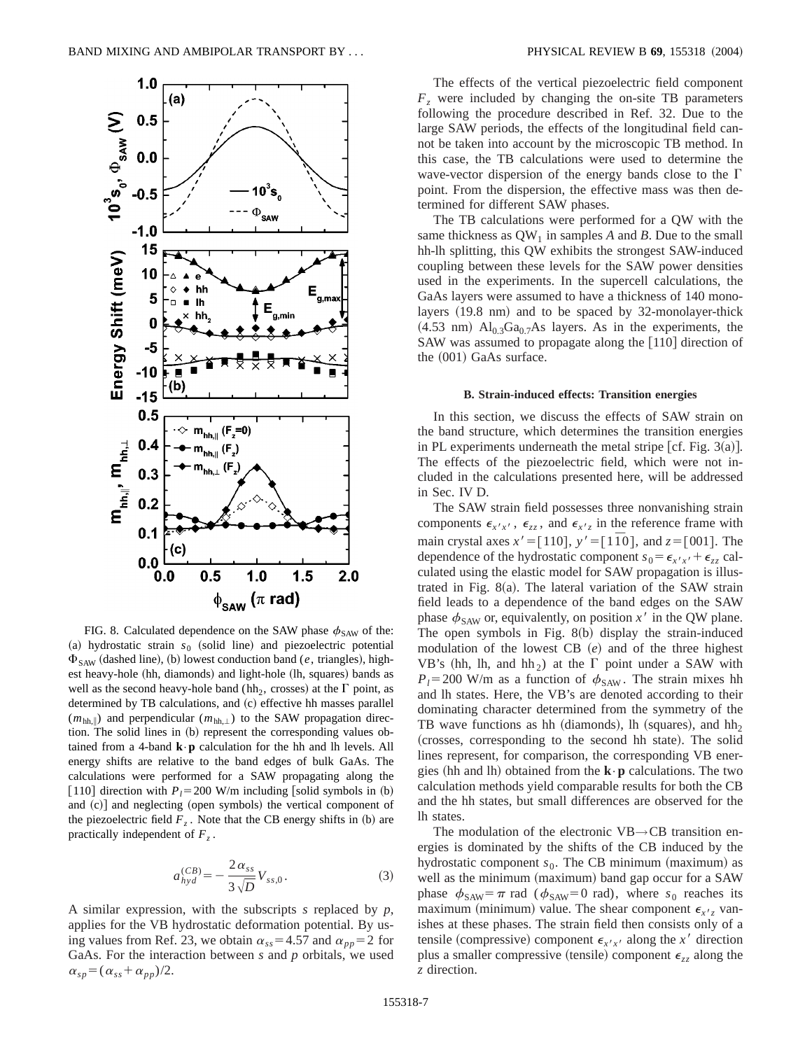1.0
(a)
0.5
$10^3s_0$, $\Phi_{SAW}$ (V)
0.0
-0.5
$10^3 s_0$
$\Phi_{SAW}$
-1.0
15
10
Energy Shift (meV)
e
hh
lh
$hh_2$
$E_{g,max}$
$E_{g,min}$
5
0
-5
-10
(b)
-15
0.5
$m_{hh,\parallel}$ ($F_z$=0)
$m_{hh,\parallel}$ ($F_z$)
$m_{hh,\perp}$ ($F_z$)
0.4
$m_{hh,\parallel}$, $m_{hh,\perp}$
0.3
0.2
0.1
(c)
0.0
0.0 0.5 1.0 1.5 2.0
$\phi_{SAW}$ ($\pi$ rad)

FIG. 8. Calculated dependence on the SAW phase $\phi_{SAW}$ of the: (a) hydrostatic strain $s_0$ (solid line) and piezoelectric potential $\Phi_{SAW}$ (dashed line), (b) lowest conduction band ($e$, triangles), highest heavy-hole (hh, diamonds) and light-hole (lh, squares) bands as well as the second heavy-hole band ($hh_2$, crosses) at the $\Gamma$ point, as determined by TB calculations, and (c) effective hh masses parallel ($m_{hh,\parallel}$) and perpendicular ($m_{hh,\perp}$) to the SAW propagation direction. The solid lines in (b) represent the corresponding values obtained from a 4-band $\mathbf{k}\cdot\mathbf{p}$ calculation for the hh and lh levels. All energy shifts are relative to the band edges of bulk GaAs. The calculations were performed for a SAW propagating along the [110] direction with $P_l = 200$ W/m including [solid symbols in (b) and (c)] and neglecting (open symbols) the vertical component of the piezoelectric field $F_z$. Note that the CB energy shifts in (b) are practically independent of $F_z$.

$$a_{hyd}^{(CB)} = -\frac{2\alpha_{ss}}{3\sqrt{D}} V_{ss,0}. \tag{3}$$

A similar expression, with the subscripts $s$ replaced by $p$, applies for the VB hydrostatic deformation potential. By using values from Ref. 23, we obtain $\alpha_{ss} = 4.57$ and $\alpha_{pp} = 2$ for GaAs. For the interaction between $s$ and $p$ orbitals, we used $\alpha_{sp} = (\alpha_{ss} + \alpha_{pp})/2$.

The effects of the vertical piezoelectric field component $F_z$ were included by changing the on-site TB parameters following the procedure described in Ref. 32. Due to the large SAW periods, the effects of the longitudinal field cannot be taken into account by the microscopic TB method. In this case, the TB calculations were used to determine the wave-vector dispersion of the energy bands close to the $\Gamma$ point. From the dispersion, the effective mass was then determined for different SAW phases.

The TB calculations were performed for a QW with the same thickness as $QW_1$ in samples $A$ and $B$. Due to the small hh-lh splitting, this QW exhibits the strongest SAW-induced coupling between these levels for the SAW power densities used in the experiments. In the supercell calculations, the GaAs layers were assumed to have a thickness of 140 monolayers (19.8 nm) and to be spaced by 32-monolayer-thick (4.53 nm) $Al_{0.3}Ga_{0.7}As$ layers. As in the experiments, the SAW was assumed to propagate along the [110] direction of the (001) GaAs surface.

### B. Strain-induced effects: Transition energies

In this section, we discuss the effects of SAW strain on the band structure, which determines the transition energies in PL experiments underneath the metal stripe [cf. Fig. 3(a)]. The effects of the piezoelectric field, which were not included in the calculations presented here, will be addressed in Sec. IV D.

The SAW strain field possesses three nonvanishing strain components $\epsilon_{x'x'}$, $\epsilon_{zz}$, and $\epsilon_{x'z}$ in the reference frame with main crystal axes $x' = [110]$, $y' = [1\bar{1}0]$, and $z = [001]$. The dependence of the hydrostatic component $s_0 = \epsilon_{x'x'} + \epsilon_{zz}$ calculated using the elastic model for SAW propagation is illustrated in Fig. 8(a). The lateral variation of the SAW strain field leads to a dependence of the band edges on the SAW phase $\phi_{SAW}$ or, equivalently, on position $x'$ in the QW plane. The open symbols in Fig. 8(b) display the strain-induced modulation of the lowest CB ($e$) and of the three highest VB's (hh, lh, and $hh_2$) at the $\Gamma$ point under a SAW with $P_l = 200$ W/m as a function of $\phi_{SAW}$. The strain mixes hh and lh states. Here, the VB's are denoted according to their dominating character determined from the symmetry of the TB wave functions as hh (diamonds), lh (squares), and $hh_2$ (crosses, corresponding to the second hh state). The solid lines represent, for comparison, the corresponding VB energies (hh and lh) obtained from the $\mathbf{k}\cdot\mathbf{p}$ calculations. The two calculation methods yield comparable results for both the CB and the hh states, but small differences are observed for the lh states.

The modulation of the electronic VB→CB transition energies is dominated by the shifts of the CB induced by the hydrostatic component $s_0$. The CB minimum (maximum) as well as the minimum (maximum) band gap occur for a SAW phase $\phi_{SAW} = \pi$ rad ($\phi_{SAW} = 0$ rad), where $s_0$ reaches its maximum (minimum) value. The shear component $\epsilon_{x'z}$ vanishes at these phases. The strain field then consists only of a tensile (compressive) component $\epsilon_{x'x'}$ along the $x'$ direction plus a smaller compressive (tensile) component $\epsilon_{zz}$ along the $z$ direction.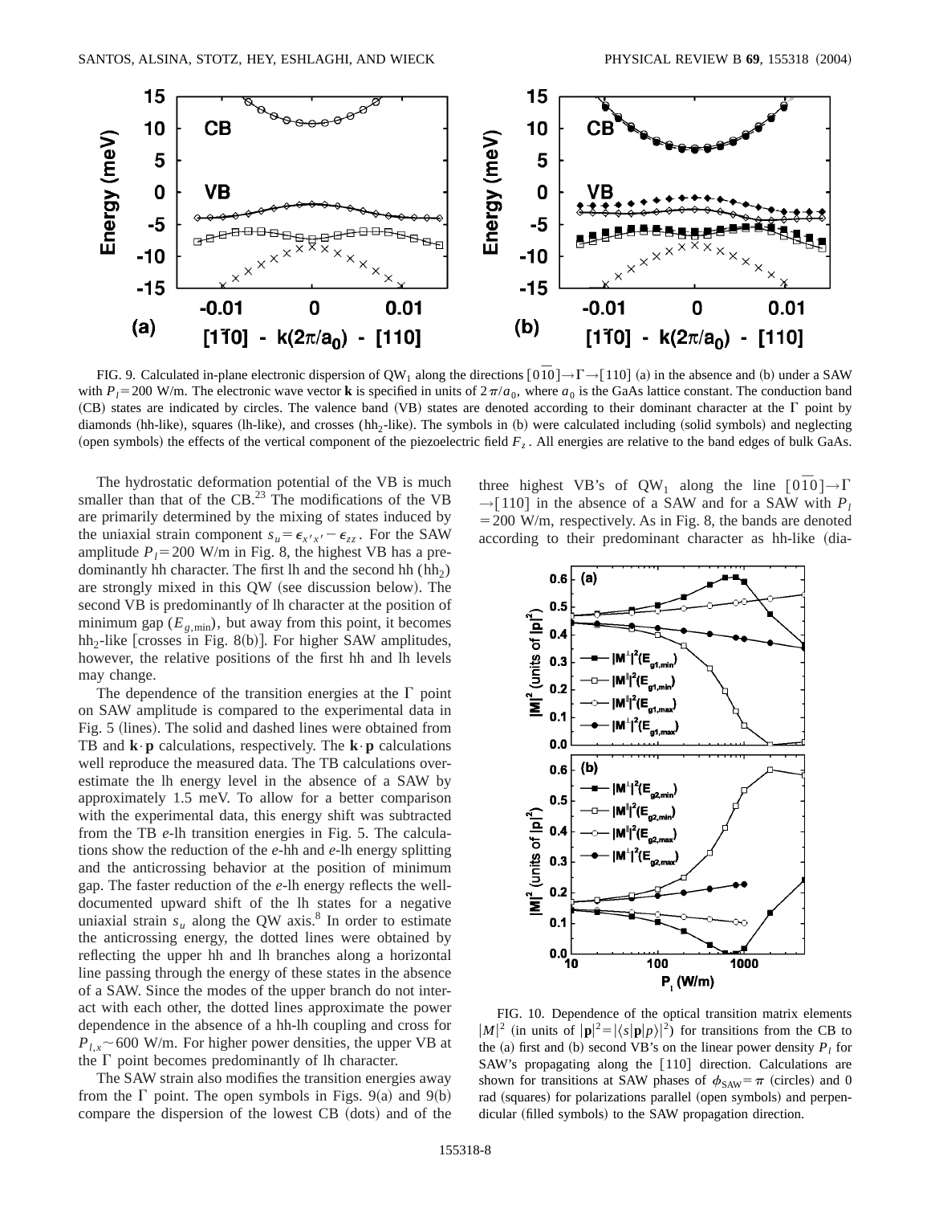(a)

CB

VB

Energy (meV)

15
10
5
0
-5
-10
-15

-0.01 0 0.01

[1$\bar{1}$0] - k(2π/a$_0$) - [110]

(b)

CB

VB

Energy (meV)

15
10
5
0
-5
-10
-15

-0.01 0 0.01

[1$\bar{1}$0] - k(2π/a$_0$) - [110]

FIG. 9. Calculated in-plane electronic dispersion of $QW_1$ along the directions $[0\bar{1}0]\rightarrow\Gamma\rightarrow[110]$ (a) in the absence and (b) under a SAW with $P_l = 200$ W/m. The electronic wave vector **k** is specified in units of $2\pi/a_0$, where $a_0$ is the GaAs lattice constant. The conduction band (CB) states are indicated by circles. The valence band (VB) states are denoted according to their dominant character at the $\Gamma$ point by diamonds (hh-like), squares (lh-like), and crosses ($hh_2$-like). The symbols in (b) were calculated including (solid symbols) and neglecting (open symbols) the effects of the vertical component of the piezoelectric field $F_z$. All energies are relative to the band edges of bulk GaAs.

The hydrostatic deformation potential of the VB is much smaller than that of the CB.[23] The modifications of the VB are primarily determined by the mixing of states induced by the uniaxial strain component $s_u = \epsilon_{x'x'} - \epsilon_{zz}$. For the SAW amplitude $P_l = 200$ W/m in Fig. 8, the highest VB has a predominantly hh character. The first lh and the second hh ($hh_2$) are strongly mixed in this QW (see discussion below). The second VB is predominantly of lh character at the position of minimum gap ($E_{g,\min}$), but away from this point, it becomes $hh_2$-like [crosses in Fig. 8(b)]. For higher SAW amplitudes, however, the relative positions of the first hh and lh levels may change.

The dependence of the transition energies at the $\Gamma$ point on SAW amplitude is compared to the experimental data in Fig. 5 (lines). The solid and dashed lines were obtained from TB and $\mathbf{k}\cdot\mathbf{p}$ calculations, respectively. The $\mathbf{k}\cdot\mathbf{p}$ calculations well reproduce the measured data. The TB calculations overestimate the lh energy level in the absence of a SAW by approximately 1.5 meV. To allow for a better comparison with the experimental data, this energy shift was subtracted from the TB *e*-lh transition energies in Fig. 5. The calculations show the reduction of the *e*-hh and *e*-lh energy splitting and the anticrossing behavior at the position of minimum gap. The faster reduction of the *e*-lh energy reflects the well-documented upward shift of the lh states for a negative uniaxial strain $s_u$ along the QW axis.[8] In order to estimate the anticrossing energy, the dotted lines were obtained by reflecting the upper hh and lh branches along a horizontal line passing through the energy of these states in the absence of a SAW. Since the modes of the upper branch do not interact with each other, the dotted lines approximate the power dependence in the absence of a hh-lh coupling and cross for $P_{l,x} \sim 600$ W/m. For higher power densities, the upper VB at the $\Gamma$ point becomes predominantly of lh character.

The SAW strain also modifies the transition energies away from the $\Gamma$ point. The open symbols in Figs. 9(a) and 9(b) compare the dispersion of the lowest CB (dots) and of the three highest VB's of $QW_1$ along the line $[0\bar{1}0]\rightarrow\Gamma\rightarrow[110]$ in the absence of a SAW and for a SAW with $P_l = 200$ W/m, respectively. As in Fig. 8, the bands are denoted according to their predominant character as hh-like (dia-

(a)

$|M|^2$ (units of $|p|^2$)

0.6
0.5
0.4
0.3
0.2
0.1
0.0

$|M^{\perp}|^2(E_{g1,min})$
$|M^{\parallel}|^2(E_{g1,min})$
$|M^{\parallel}|^2(E_{g1,max})$
$|M^{\perp}|^2(E_{g1,max})$

(b)

$|M|^2$ (units of $|p|^2$)

0.6
0.5
0.4
0.3
0.2
0.1
0.0

$|M^{\perp}|^2(E_{g2,min})$
$|M^{\parallel}|^2(E_{g2,min})$
$|M^{\parallel}|^2(E_{g2,max})$
$|M^{\perp}|^2(E_{g2,max})$

10 100 1000

$P_l$ (W/m)

FIG. 10. Dependence of the optical transition matrix elements $|M|^2$ (in units of $|\mathbf{p}|^2 = |\langle s|\mathbf{p}|p\rangle|^2$) for transitions from the CB to the (a) first and (b) second VB's on the linear power density $P_l$ for SAW's propagating along the [110] direction. Calculations are shown for transitions at SAW phases of $\phi_{\mathrm{SAW}} = \pi$ (circles) and 0 rad (squares) for polarizations parallel (open symbols) and perpendicular (filled symbols) to the SAW propagation direction.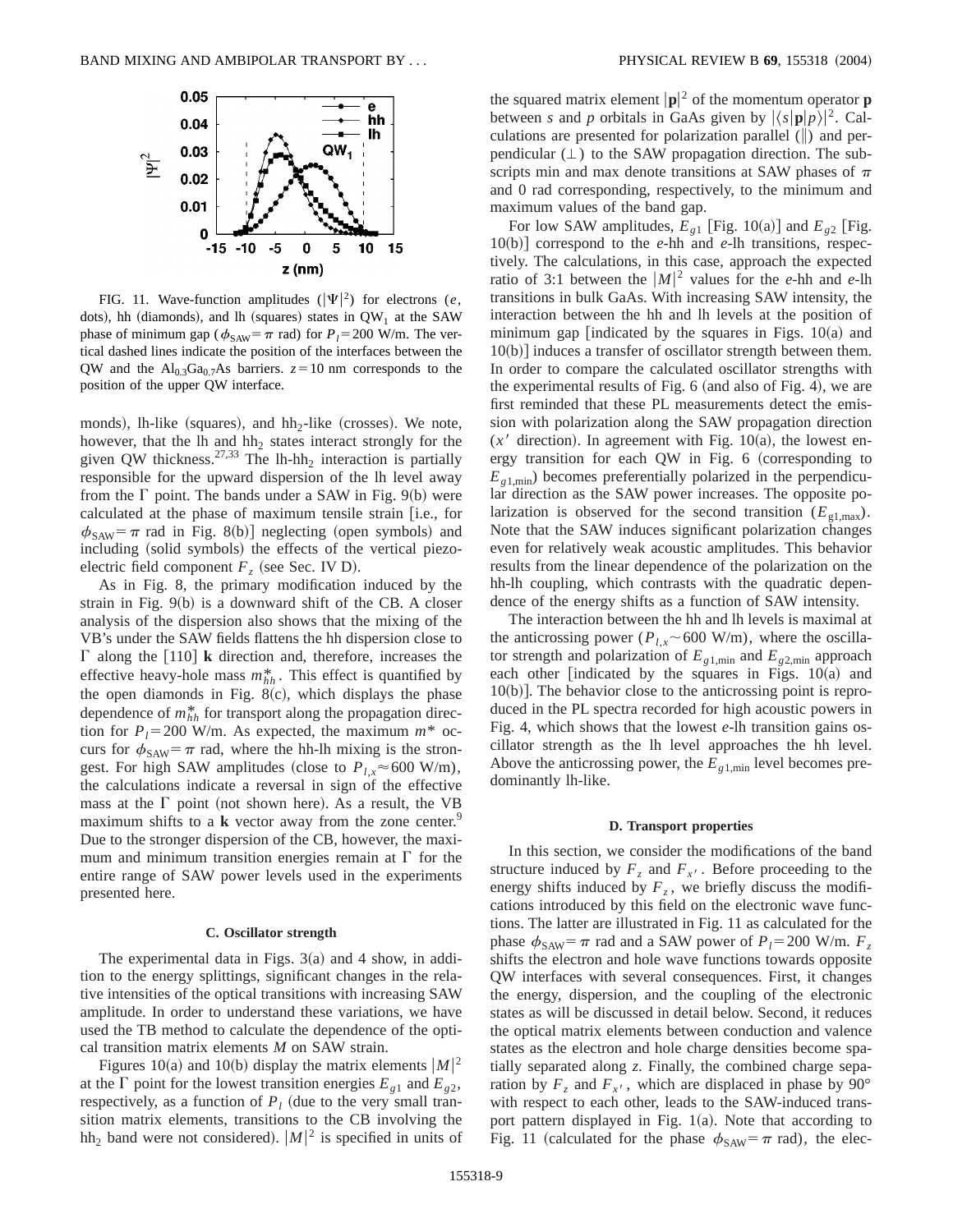0.05
0.04
0.03
0.02
0.01
0
$|\Psi|^2$
-15 -10 -5 0 5 10 15
z (nm)
e
hh
lh
$QW_1$

FIG. 11. Wave-function amplitudes ($|\Psi|^2$) for electrons ($e$, dots), hh (diamonds), and lh (squares) states in $QW_1$ at the SAW phase of minimum gap ($\phi_{SAW}=\pi$ rad) for $P_l=200$ W/m. The vertical dashed lines indicate the position of the interfaces between the QW and the $Al_{0.3}Ga_{0.7}As$ barriers. $z=10$ nm corresponds to the position of the upper QW interface.

monds), lh-like (squares), and $hh_2$-like (crosses). We note, however, that the lh and $hh_2$ states interact strongly for the given QW thickness.[27,33] The lh-$hh_2$ interaction is partially responsible for the upward dispersion of the lh level away from the $\Gamma$ point. The bands under a SAW in Fig. 9(b) were calculated at the phase of maximum tensile strain [i.e., for $\phi_{SAW}=\pi$ rad in Fig. 8(b)] neglecting (open symbols) and including (solid symbols) the effects of the vertical piezoelectric field component $F_z$ (see Sec. IV D).

As in Fig. 8, the primary modification induced by the strain in Fig. 9(b) is a downward shift of the CB. A closer analysis of the dispersion also shows that the mixing of the VB's under the SAW fields flattens the hh dispersion close to $\Gamma$ along the [110] **k** direction and, therefore, increases the effective heavy-hole mass $m^*_{hh}$. This effect is quantified by the open diamonds in Fig. 8(c), which displays the phase dependence of $m^*_{hh}$ for transport along the propagation direction for $P_l=200$ W/m. As expected, the maximum $m^*$ occurs for $\phi_{SAW}=\pi$ rad, where the hh-lh mixing is the strongest. For high SAW amplitudes (close to $P_{l,x}\approx 600$ W/m), the calculations indicate a reversal in sign of the effective mass at the $\Gamma$ point (not shown here). As a result, the VB maximum shifts to a **k** vector away from the zone center.[9] Due to the stronger dispersion of the CB, however, the maximum and minimum transition energies remain at $\Gamma$ for the entire range of SAW power levels used in the experiments presented here.

### C. Oscillator strength

The experimental data in Figs. 3(a) and 4 show, in addition to the energy splittings, significant changes in the relative intensities of the optical transitions with increasing SAW amplitude. In order to understand these variations, we have used the TB method to calculate the dependence of the optical transition matrix elements $M$ on SAW strain.

Figures 10(a) and 10(b) display the matrix elements $|M|^2$ at the $\Gamma$ point for the lowest transition energies $E_{g1}$ and $E_{g2}$, respectively, as a function of $P_l$ (due to the very small transition matrix elements, transitions to the CB involving the $hh_2$ band were not considered). $|M|^2$ is specified in units of the squared matrix element $|\mathbf{p}|^2$ of the momentum operator $\mathbf{p}$ between $s$ and $p$ orbitals in GaAs given by $|\langle s|\mathbf{p}|p\rangle|^2$. Calculations are presented for polarization parallel ($\|$) and perpendicular ($\perp$) to the SAW propagation direction. The subscripts min and max denote transitions at SAW phases of $\pi$ and 0 rad corresponding, respectively, to the minimum and maximum values of the band gap.

For low SAW amplitudes, $E_{g1}$ [Fig. 10(a)] and $E_{g2}$ [Fig. 10(b)] correspond to the $e$-hh and $e$-lh transitions, respectively. The calculations, in this case, approach the expected ratio of 3:1 between the $|M|^2$ values for the $e$-hh and $e$-lh transitions in bulk GaAs. With increasing SAW intensity, the interaction between the hh and lh levels at the position of minimum gap [indicated by the squares in Figs. 10(a) and 10(b)] induces a transfer of oscillator strength between them. In order to compare the calculated oscillator strengths with the experimental results of Fig. 6 (and also of Fig. 4), we are first reminded that these PL measurements detect the emission with polarization along the SAW propagation direction ($x'$ direction). In agreement with Fig. 10(a), the lowest energy transition for each QW in Fig. 6 (corresponding to $E_{g1,\mathrm{min}}$) becomes preferentially polarized in the perpendicular direction as the SAW power increases. The opposite polarization is observed for the second transition ($E_{g1,\mathrm{max}}$). Note that the SAW induces significant polarization changes even for relatively weak acoustic amplitudes. This behavior results from the linear dependence of the polarization on the hh-lh coupling, which contrasts with the quadratic dependence of the energy shifts as a function of SAW intensity.

The interaction between the hh and lh levels is maximal at the anticrossing power ($P_{l,x}\sim 600$ W/m), where the oscillator strength and polarization of $E_{g1,\mathrm{min}}$ and $E_{g2,\mathrm{min}}$ approach each other [indicated by the squares in Figs. 10(a) and 10(b)]. The behavior close to the anticrossing point is reproduced in the PL spectra recorded for high acoustic powers in Fig. 4, which shows that the lowest $e$-lh transition gains oscillator strength as the lh level approaches the hh level. Above the anticrossing power, the $E_{g1,\mathrm{min}}$ level becomes predominantly lh-like.

### D. Transport properties

In this section, we consider the modifications of the band structure induced by $F_z$ and $F_{x'}$. Before proceeding to the energy shifts induced by $F_z$, we briefly discuss the modifications introduced by this field on the electronic wave functions. The latter are illustrated in Fig. 11 as calculated for the phase $\phi_{SAW}=\pi$ rad and a SAW power of $P_l=200$ W/m. $F_z$ shifts the electron and hole wave functions towards opposite QW interfaces with several consequences. First, it changes the energy, dispersion, and the coupling of the electronic states as will be discussed in detail below. Second, it reduces the optical matrix elements between conduction and valence states as the electron and hole charge densities become spatially separated along $z$. Finally, the combined charge separation by $F_z$ and $F_{x'}$, which are displaced in phase by 90° with respect to each other, leads to the SAW-induced transport pattern displayed in Fig. 1(a). Note that according to Fig. 11 (calculated for the phase $\phi_{SAW}=\pi$ rad), the elec-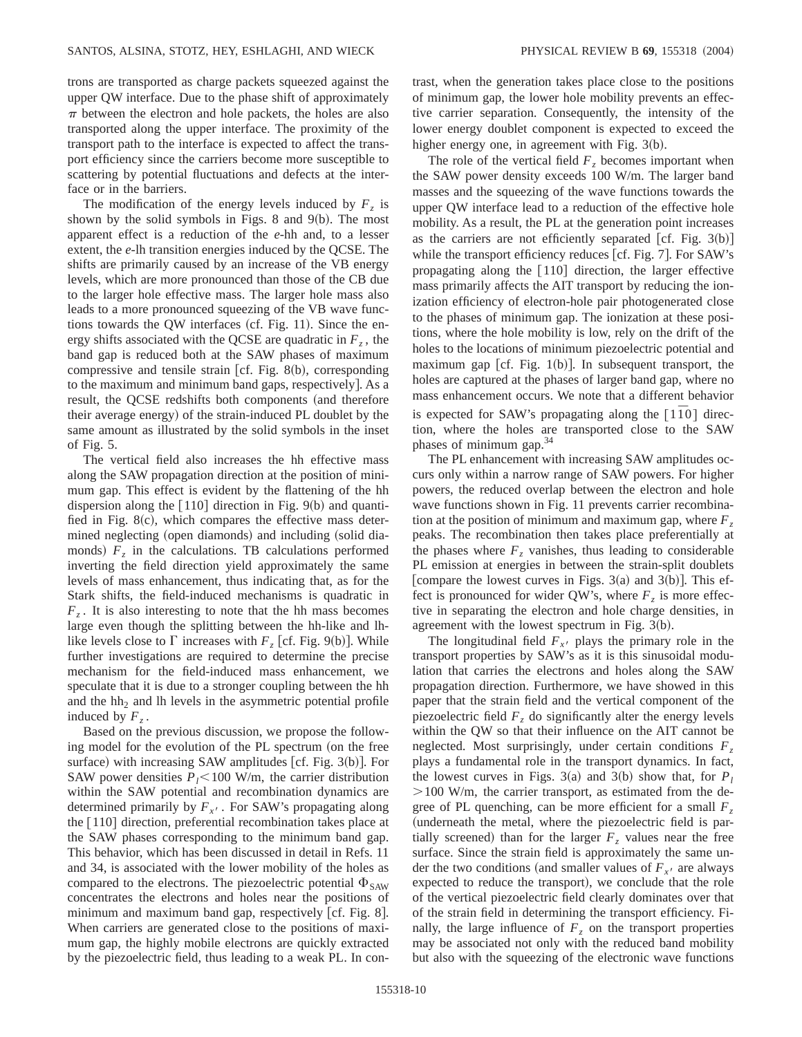trons are transported as charge packets squeezed against the upper QW interface. Due to the phase shift of approximately $\pi$ between the electron and hole packets, the holes are also transported along the upper interface. The proximity of the transport path to the interface is expected to affect the transport efficiency since the carriers become more susceptible to scattering by potential fluctuations and defects at the interface or in the barriers.

The modification of the energy levels induced by $F_z$ is shown by the solid symbols in Figs. 8 and 9(b). The most apparent effect is a reduction of the *e*-hh and, to a lesser extent, the *e*-lh transition energies induced by the QCSE. The shifts are primarily caused by an increase of the VB energy levels, which are more pronounced than those of the CB due to the larger hole effective mass. The larger hole mass also leads to a more pronounced squeezing of the VB wave functions towards the QW interfaces (cf. Fig. 11). Since the energy shifts associated with the QCSE are quadratic in $F_z$, the band gap is reduced both at the SAW phases of maximum compressive and tensile strain [cf. Fig. 8(b), corresponding to the maximum and minimum band gaps, respectively]. As a result, the QCSE redshifts both components (and therefore their average energy) of the strain-induced PL doublet by the same amount as illustrated by the solid symbols in the inset of Fig. 5.

The vertical field also increases the hh effective mass along the SAW propagation direction at the position of minimum gap. This effect is evident by the flattening of the hh dispersion along the [110] direction in Fig. 9(b) and quantified in Fig. 8(c), which compares the effective mass determined neglecting (open diamonds) and including (solid diamonds) $F_z$ in the calculations. TB calculations performed inverting the field direction yield approximately the same levels of mass enhancement, thus indicating that, as for the Stark shifts, the field-induced mechanisms is quadratic in $F_z$. It is also interesting to note that the hh mass becomes large even though the splitting between the hh-like and lh-like levels close to $\Gamma$ increases with $F_z$ [cf. Fig. 9(b)]. While further investigations are required to determine the precise mechanism for the field-induced mass enhancement, we speculate that it is due to a stronger coupling between the hh and the $hh_2$ and lh levels in the asymmetric potential profile induced by $F_z$.

Based on the previous discussion, we propose the following model for the evolution of the PL spectrum (on the free surface) with increasing SAW amplitudes [cf. Fig. 3(b)]. For SAW power densities $P_l < 100$ W/m, the carrier distribution within the SAW potential and recombination dynamics are determined primarily by $F_{x'}$. For SAW's propagating along the [110] direction, preferential recombination takes place at the SAW phases corresponding to the minimum band gap. This behavior, which has been discussed in detail in Refs. 11 and 34, is associated with the lower mobility of the holes as compared to the electrons. The piezoelectric potential $\Phi_{\mathrm{SAW}}$ concentrates the electrons and holes near the positions of minimum and maximum band gap, respectively [cf. Fig. 8]. When carriers are generated close to the positions of maximum gap, the highly mobile electrons are quickly extracted by the piezoelectric field, thus leading to a weak PL. In contrast, when the generation takes place close to the positions of minimum gap, the lower hole mobility prevents an effective carrier separation. Consequently, the intensity of the lower energy doublet component is expected to exceed the higher energy one, in agreement with Fig. 3(b).

The role of the vertical field $F_z$ becomes important when the SAW power density exceeds 100 W/m. The larger band masses and the squeezing of the wave functions towards the upper QW interface lead to a reduction of the effective hole mobility. As a result, the PL at the generation point increases as the carriers are not efficiently separated [cf. Fig. 3(b)] while the transport efficiency reduces [cf. Fig. 7]. For SAW's propagating along the [110] direction, the larger effective mass primarily affects the AIT transport by reducing the ionization efficiency of electron-hole pair photogenerated close to the phases of minimum gap. The ionization at these positions, where the hole mobility is low, rely on the drift of the holes to the locations of minimum piezoelectric potential and maximum gap [cf. Fig. 1(b)]. In subsequent transport, the holes are captured at the phases of larger band gap, where no mass enhancement occurs. We note that a different behavior is expected for SAW's propagating along the $[1\bar{1}0]$ direction, where the holes are transported close to the SAW phases of minimum gap.[34]

The PL enhancement with increasing SAW amplitudes occurs only within a narrow range of SAW powers. For higher powers, the reduced overlap between the electron and hole wave functions shown in Fig. 11 prevents carrier recombination at the position of minimum and maximum gap, where $F_z$ peaks. The recombination then takes place preferentially at the phases where $F_z$ vanishes, thus leading to considerable PL emission at energies in between the strain-split doublets [compare the lowest curves in Figs. 3(a) and 3(b)]. This effect is pronounced for wider QW's, where $F_z$ is more effective in separating the electron and hole charge densities, in agreement with the lowest spectrum in Fig. 3(b).

The longitudinal field $F_{x'}$ plays the primary role in the transport properties by SAW's as it is this sinusoidal modulation that carries the electrons and holes along the SAW propagation direction. Furthermore, we have showed in this paper that the strain field and the vertical component of the piezoelectric field $F_z$ do significantly alter the energy levels within the QW so that their influence on the AIT cannot be neglected. Most surprisingly, under certain conditions $F_z$ plays a fundamental role in the transport dynamics. In fact, the lowest curves in Figs. 3(a) and 3(b) show that, for $P_l > 100$ W/m, the carrier transport, as estimated from the degree of PL quenching, can be more efficient for a small $F_z$ (underneath the metal, where the piezoelectric field is partially screened) than for the larger $F_z$ values near the free surface. Since the strain field is approximately the same under the two conditions (and smaller values of $F_{x'}$ are always expected to reduce the transport), we conclude that the role of the vertical piezoelectric field clearly dominates over that of the strain field in determining the transport efficiency. Finally, the large influence of $F_z$ on the transport properties may be associated not only with the reduced band mobility but also with the squeezing of the electronic wave functions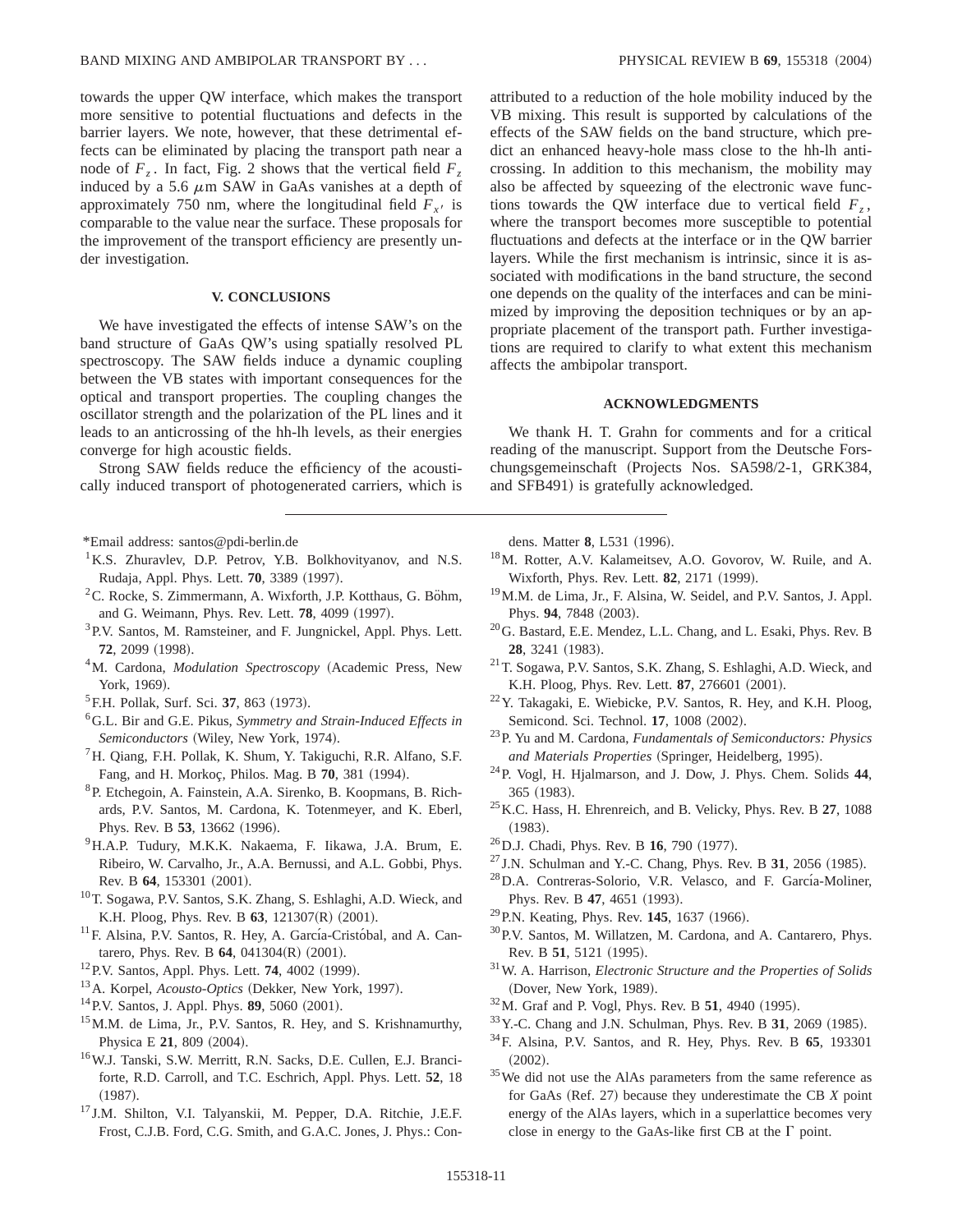towards the upper QW interface, which makes the transport more sensitive to potential fluctuations and defects in the barrier layers. We note, however, that these detrimental effects can be eliminated by placing the transport path near a node of $F_z$. In fact, Fig. 2 shows that the vertical field $F_z$ induced by a 5.6 $\mu$m SAW in GaAs vanishes at a depth of approximately 750 nm, where the longitudinal field $F_{x'}$ is comparable to the value near the surface. These proposals for the improvement of the transport efficiency are presently under investigation.

## V. CONCLUSIONS

We have investigated the effects of intense SAW's on the band structure of GaAs QW's using spatially resolved PL spectroscopy. The SAW fields induce a dynamic coupling between the VB states with important consequences for the optical and transport properties. The coupling changes the oscillator strength and the polarization of the PL lines and it leads to an anticrossing of the hh-lh levels, as their energies converge for high acoustic fields.

Strong SAW fields reduce the efficiency of the acoustically induced transport of photogenerated carriers, which is attributed to a reduction of the hole mobility induced by the VB mixing. This result is supported by calculations of the effects of the SAW fields on the band structure, which predict an enhanced heavy-hole mass close to the hh-lh anticrossing. In addition to this mechanism, the mobility may also be affected by squeezing of the electronic wave functions towards the QW interface due to vertical field $F_z$, where the transport becomes more susceptible to potential fluctuations and defects at the interface or in the QW barrier layers. While the first mechanism is intrinsic, since it is associated with modifications in the band structure, the second one depends on the quality of the interfaces and can be minimized by improving the deposition techniques or by an appropriate placement of the transport path. Further investigations are required to clarify to what extent this mechanism affects the ambipolar transport.

## ACKNOWLEDGMENTS

We thank H. T. Grahn for comments and for a critical reading of the manuscript. Support from the Deutsche Forschungsgemeinschaft (Projects Nos. SA598/2-1, GRK384, and SFB491) is gratefully acknowledged.

---

*Email address: santos@pdi-berlin.de

[1] K.S. Zhuravlev, D.P. Petrov, Y.B. Bolkhovityanov, and N.S. Rudaja, Appl. Phys. Lett. **70**, 3389 (1997).

[2] C. Rocke, S. Zimmermann, A. Wixforth, J.P. Kotthaus, G. Böhm, and G. Weimann, Phys. Rev. Lett. **78**, 4099 (1997).

[3] P.V. Santos, M. Ramsteiner, and F. Jungnickel, Appl. Phys. Lett. **72**, 2099 (1998).

[4] M. Cardona, *Modulation Spectroscopy* (Academic Press, New York, 1969).

[5] F.H. Pollak, Surf. Sci. **37**, 863 (1973).

[6] G.L. Bir and G.E. Pikus, *Symmetry and Strain-Induced Effects in Semiconductors* (Wiley, New York, 1974).

[7] H. Qiang, F.H. Pollak, K. Shum, Y. Takiguchi, R.R. Alfano, S.F. Fang, and H. Morkoç, Philos. Mag. B **70**, 381 (1994).

[8] P. Etchegoin, A. Fainstein, A.A. Sirenko, B. Koopmans, B. Richards, P.V. Santos, M. Cardona, K. Totenmeyer, and K. Eberl, Phys. Rev. B **53**, 13662 (1996).

[9] H.A.P. Tudury, M.K.K. Nakaema, F. Iikawa, J.A. Brum, E. Ribeiro, W. Carvalho, Jr., A.A. Bernussi, and A.L. Gobbi, Phys. Rev. B **64**, 153301 (2001).

[10] T. Sogawa, P.V. Santos, S.K. Zhang, S. Eshlaghi, A.D. Wieck, and K.H. Ploog, Phys. Rev. B **63**, 121307(R) (2001).

[11] F. Alsina, P.V. Santos, R. Hey, A. García-Cristóbal, and A. Cantarero, Phys. Rev. B **64**, 041304(R) (2001).

[12] P.V. Santos, Appl. Phys. Lett. **74**, 4002 (1999).

[13] A. Korpel, *Acousto-Optics* (Dekker, New York, 1997).

[14] P.V. Santos, J. Appl. Phys. **89**, 5060 (2001).

[15] M.M. de Lima, Jr., P.V. Santos, R. Hey, and S. Krishnamurthy, Physica E **21**, 809 (2004).

[16] W.J. Tanski, S.W. Merritt, R.N. Sacks, D.E. Cullen, E.J. Branciforte, R.D. Carroll, and T.C. Eschrich, Appl. Phys. Lett. **52**, 18 (1987).

[17] J.M. Shilton, V.I. Talyanskii, M. Pepper, D.A. Ritchie, J.E.F. Frost, C.J.B. Ford, C.G. Smith, and G.A.C. Jones, J. Phys.: Condens. Matter **8**, L531 (1996).

[18] M. Rotter, A.V. Kalameitsev, A.O. Govorov, W. Ruile, and A. Wixforth, Phys. Rev. Lett. **82**, 2171 (1999).

[19] M.M. de Lima, Jr., F. Alsina, W. Seidel, and P.V. Santos, J. Appl. Phys. **94**, 7848 (2003).

[20] G. Bastard, E.E. Mendez, L.L. Chang, and L. Esaki, Phys. Rev. B **28**, 3241 (1983).

[21] T. Sogawa, P.V. Santos, S.K. Zhang, S. Eshlaghi, A.D. Wieck, and K.H. Ploog, Phys. Rev. Lett. **87**, 276601 (2001).

[22] Y. Takagaki, E. Wiebicke, P.V. Santos, R. Hey, and K.H. Ploog, Semicond. Sci. Technol. **17**, 1008 (2002).

[23] P. Yu and M. Cardona, *Fundamentals of Semiconductors: Physics and Materials Properties* (Springer, Heidelberg, 1995).

[24] P. Vogl, H. Hjalmarson, and J. Dow, J. Phys. Chem. Solids **44**, 365 (1983).

[25] K.C. Hass, H. Ehrenreich, and B. Velicky, Phys. Rev. B **27**, 1088 (1983).

[26] D.J. Chadi, Phys. Rev. B **16**, 790 (1977).

[27] J.N. Schulman and Y.-C. Chang, Phys. Rev. B **31**, 2056 (1985).

[28] D.A. Contreras-Solorio, V.R. Velasco, and F. García-Moliner, Phys. Rev. B **47**, 4651 (1993).

[29] P.N. Keating, Phys. Rev. **145**, 1637 (1966).

[30] P.V. Santos, M. Willatzen, M. Cardona, and A. Cantarero, Phys. Rev. B **51**, 5121 (1995).

[31] W. A. Harrison, *Electronic Structure and the Properties of Solids* (Dover, New York, 1989).

[32] M. Graf and P. Vogl, Phys. Rev. B **51**, 4940 (1995).

[33] Y.-C. Chang and J.N. Schulman, Phys. Rev. B **31**, 2069 (1985).

[34] F. Alsina, P.V. Santos, and R. Hey, Phys. Rev. B **65**, 193301 (2002).

[35] We did not use the AlAs parameters from the same reference as for GaAs (Ref. 27) because they underestimate the CB $X$ point energy of the AlAs layers, which in a superlattice becomes very close in energy to the GaAs-like first CB at the $\Gamma$ point.